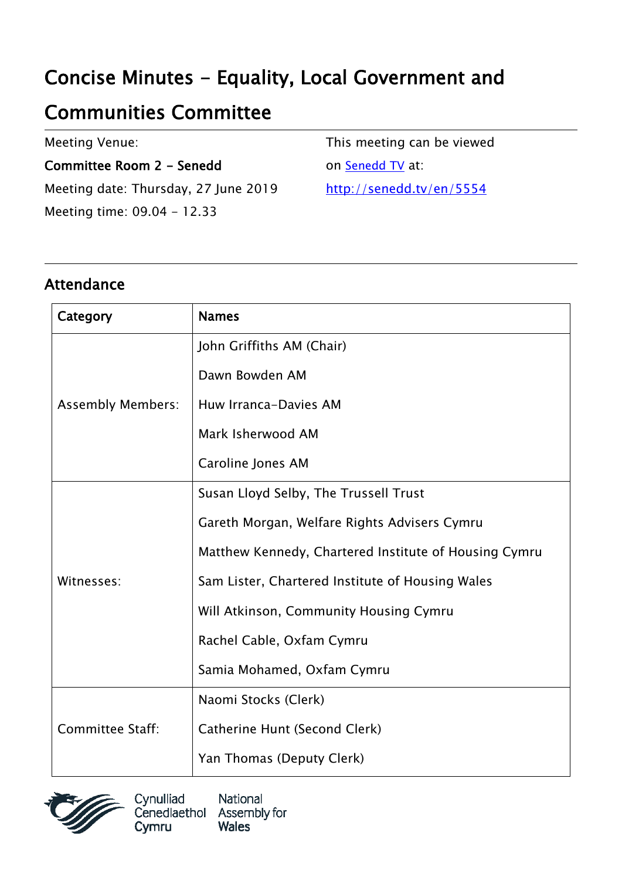# Concise Minutes - Equality, Local Government and Communities Committee

Meeting Venue:

**Committee Room 2 - Senedd**

Meeting date: Thursday, 27 June 2019

Meeting time: 09.04 - 12.33

This meeting can be viewed on [Senedd TV](http://senedd.tv/en/5554) at:

http://senedd.tv/en/5554

## Attendance

| Category | Names |
|---|---|
| Assembly Members: | John Griffiths AM (Chair)<br>Dawn Bowden AM<br>Huw Irranca-Davies AM<br>Mark Isherwood AM<br>Caroline Jones AM |
| Witnesses: | Susan Lloyd Selby, The Trussell Trust<br>Gareth Morgan, Welfare Rights Advisers Cymru<br>Matthew Kennedy, Chartered Institute of Housing Cymru<br>Sam Lister, Chartered Institute of Housing Wales<br>Will Atkinson, Community Housing Cymru<br>Rachel Cable, Oxfam Cymru<br>Samia Mohamed, Oxfam Cymru |
| Committee Staff: | Naomi Stocks (Clerk)<br>Catherine Hunt (Second Clerk)<br>Yan Thomas (Deputy Clerk) |

Cynulliad Cenedlaethol Cymru | National Assembly for Wales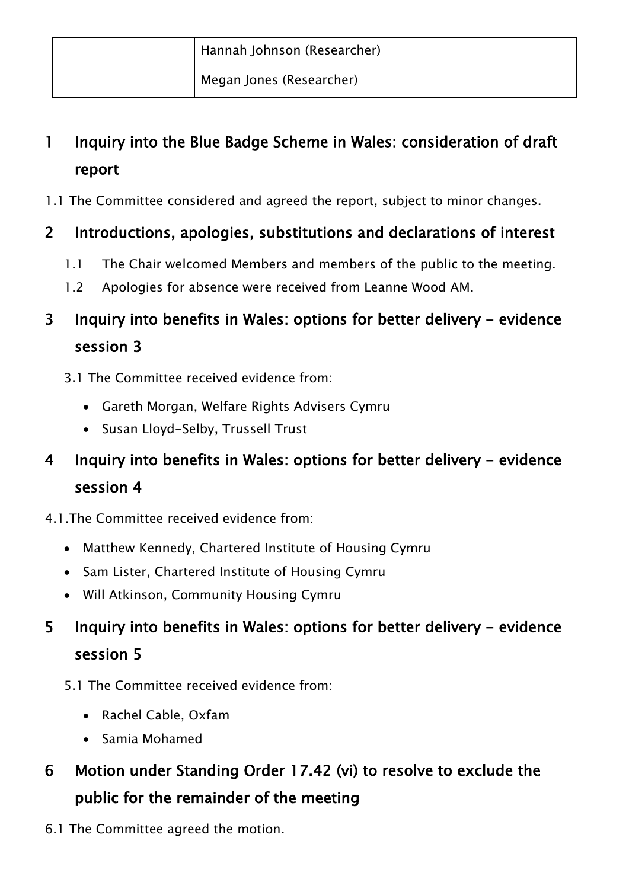| | |
|---|---|
| | Hannah Johnson (Researcher)<br>Megan Jones (Researcher) |

## 1 Inquiry into the Blue Badge Scheme in Wales: consideration of draft report

1.1 The Committee considered and agreed the report, subject to minor changes.

## 2 Introductions, apologies, substitutions and declarations of interest

1.1 The Chair welcomed Members and members of the public to the meeting.

1.2 Apologies for absence were received from Leanne Wood AM.

## 3 Inquiry into benefits in Wales: options for better delivery - evidence session 3

3.1 The Committee received evidence from:

- Gareth Morgan, Welfare Rights Advisers Cymru
- Susan Lloyd-Selby, Trussell Trust

## 4 Inquiry into benefits in Wales: options for better delivery - evidence session 4

4.1.The Committee received evidence from:

- Matthew Kennedy, Chartered Institute of Housing Cymru
- Sam Lister, Chartered Institute of Housing Cymru
- Will Atkinson, Community Housing Cymru

## 5 Inquiry into benefits in Wales: options for better delivery - evidence session 5

5.1 The Committee received evidence from:

- Rachel Cable, Oxfam
- Samia Mohamed

## 6 Motion under Standing Order 17.42 (vi) to resolve to exclude the public for the remainder of the meeting

6.1 The Committee agreed the motion.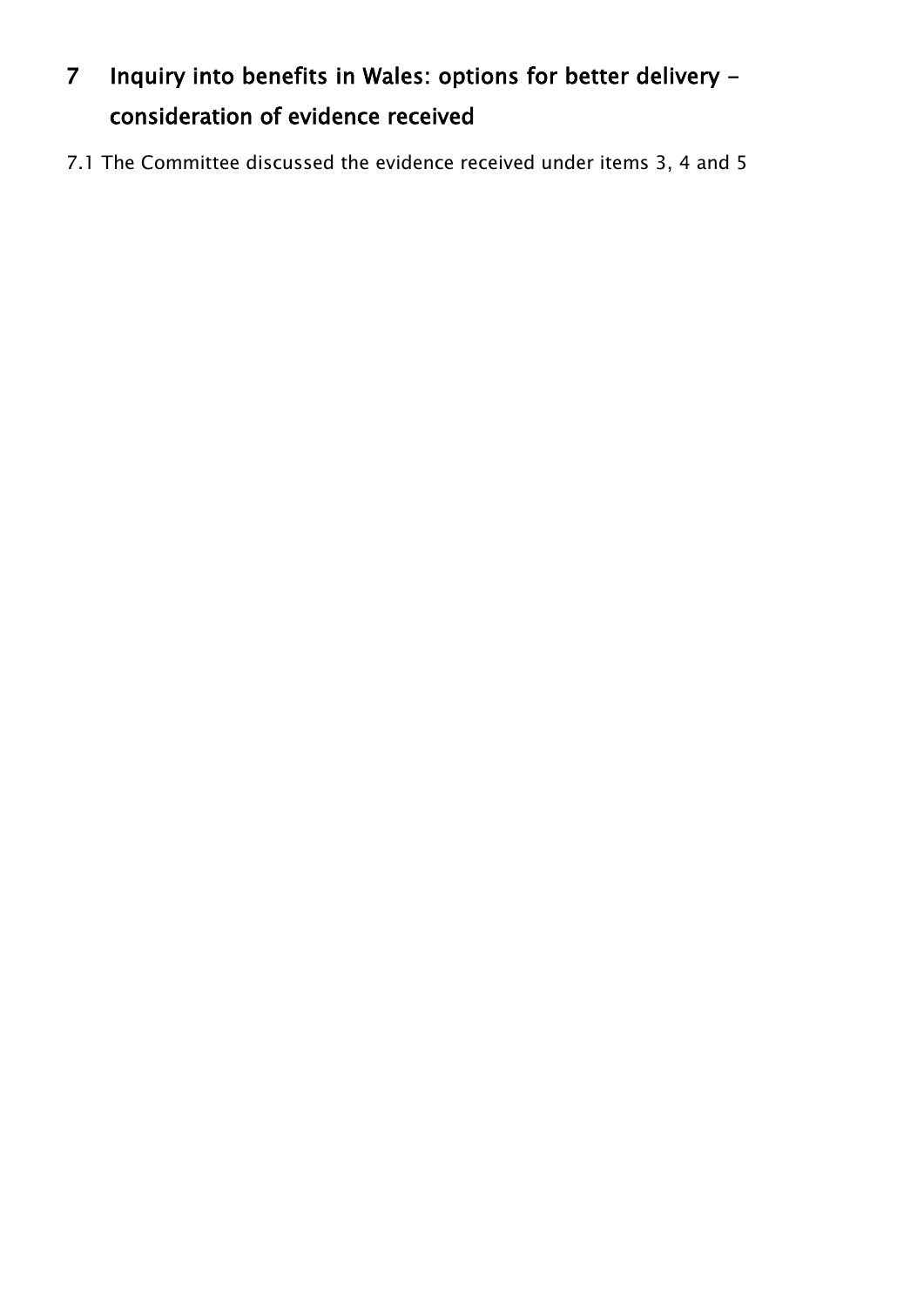## 7 Inquiry into benefits in Wales: options for better delivery – consideration of evidence received

7.1 The Committee discussed the evidence received under items 3, 4 and 5